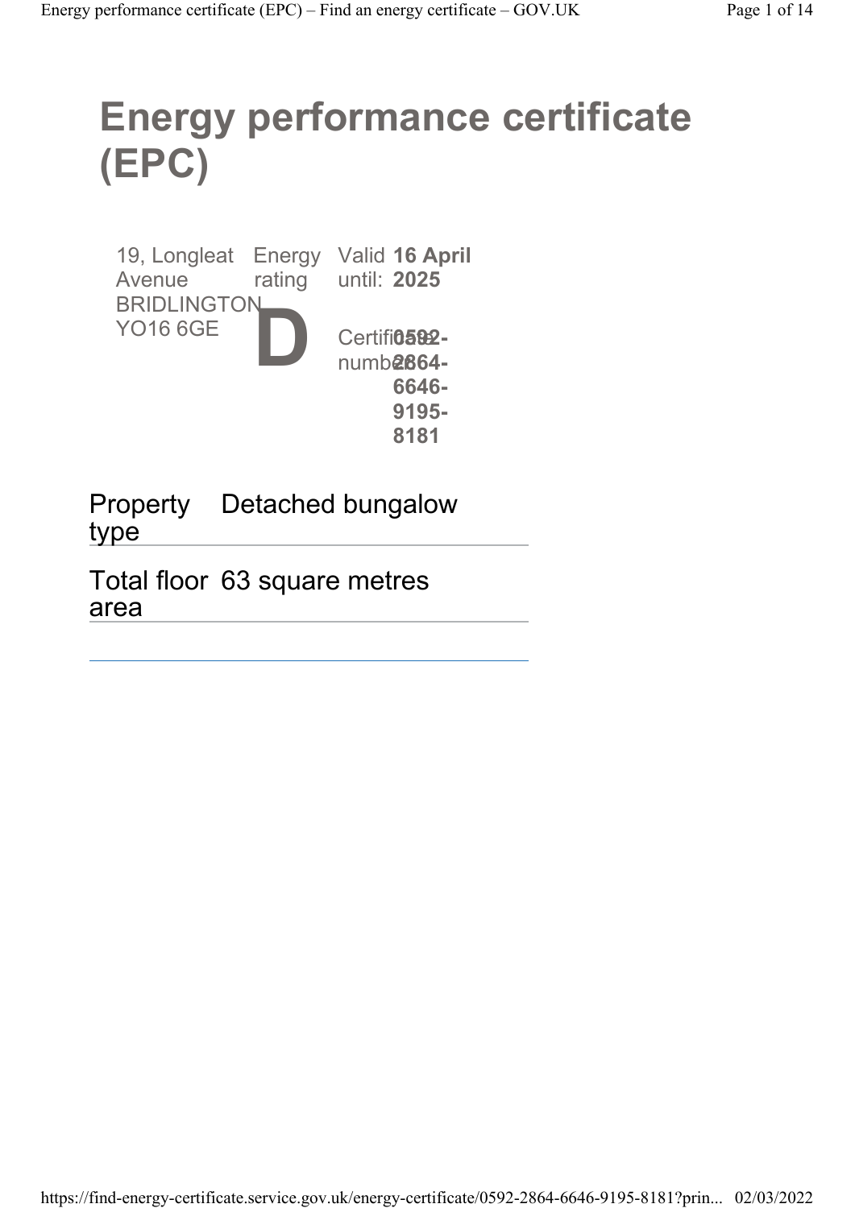# Energy performance certificate (EPC)

19, Longleat Avenue
BRIDLINGTON
YO16 6GE

Energy rating

**D**

Valid until: **16 April 2025**

Certificate number: **0592-2864-6646-9195-8181**

| Property type | Detached bungalow |
| --- | --- |
| Total floor area | 63 square metres |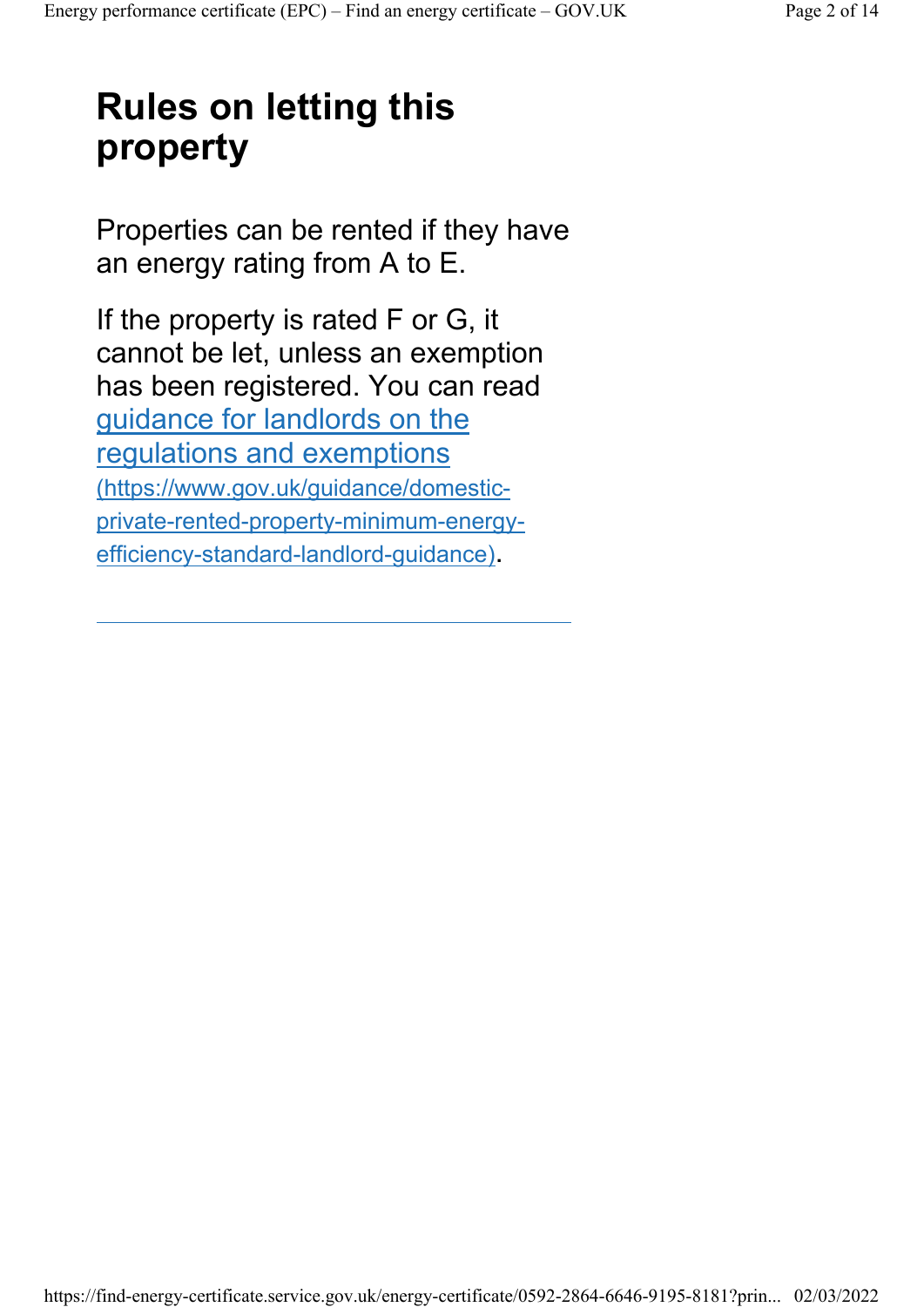# Rules on letting this property

Properties can be rented if they have an energy rating from A to E.

If the property is rated F or G, it cannot be let, unless an exemption has been registered. You can read [guidance for landlords on the regulations and exemptions](https://www.gov.uk/guidance/domestic-private-rented-property-minimum-energy-efficiency-standard-landlord-guidance) (https://www.gov.uk/guidance/domestic-private-rented-property-minimum-energy-efficiency-standard-landlord-guidance).

---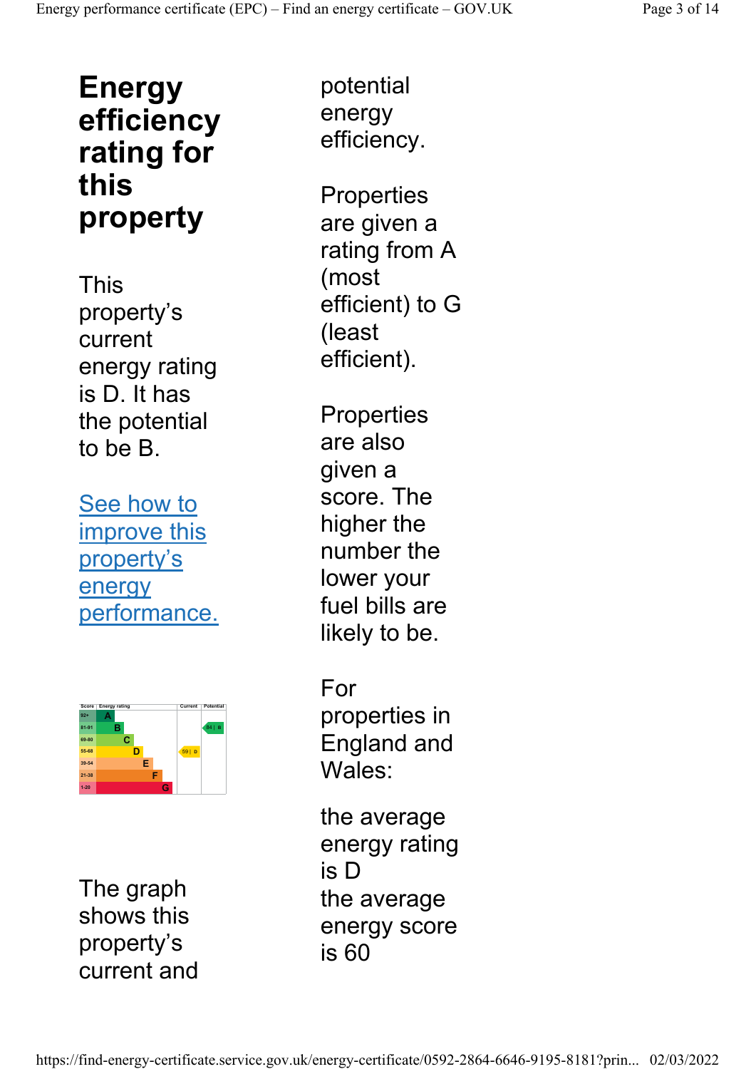## Energy efficiency rating for this property

This property's current energy rating is D. It has the potential to be B.

[See how to improve this property's energy performance.]

| Score | Energy rating | Current | Potential |
|---|---|---|---|
| 92+ | A | | |
| 81-91 | B | | 84 \| B |
| 69-80 | C | | |
| 55-68 | D | 59 \| D | |
| 39-54 | E | | |
| 21-38 | F | | |
| 1-20 | G | | |

The graph shows this property's current and potential energy efficiency.

Properties are given a rating from A (most efficient) to G (least efficient).

Properties are also given a score. The higher the number the lower your fuel bills are likely to be.

For properties in England and Wales:

the average energy rating is D
the average energy score is 60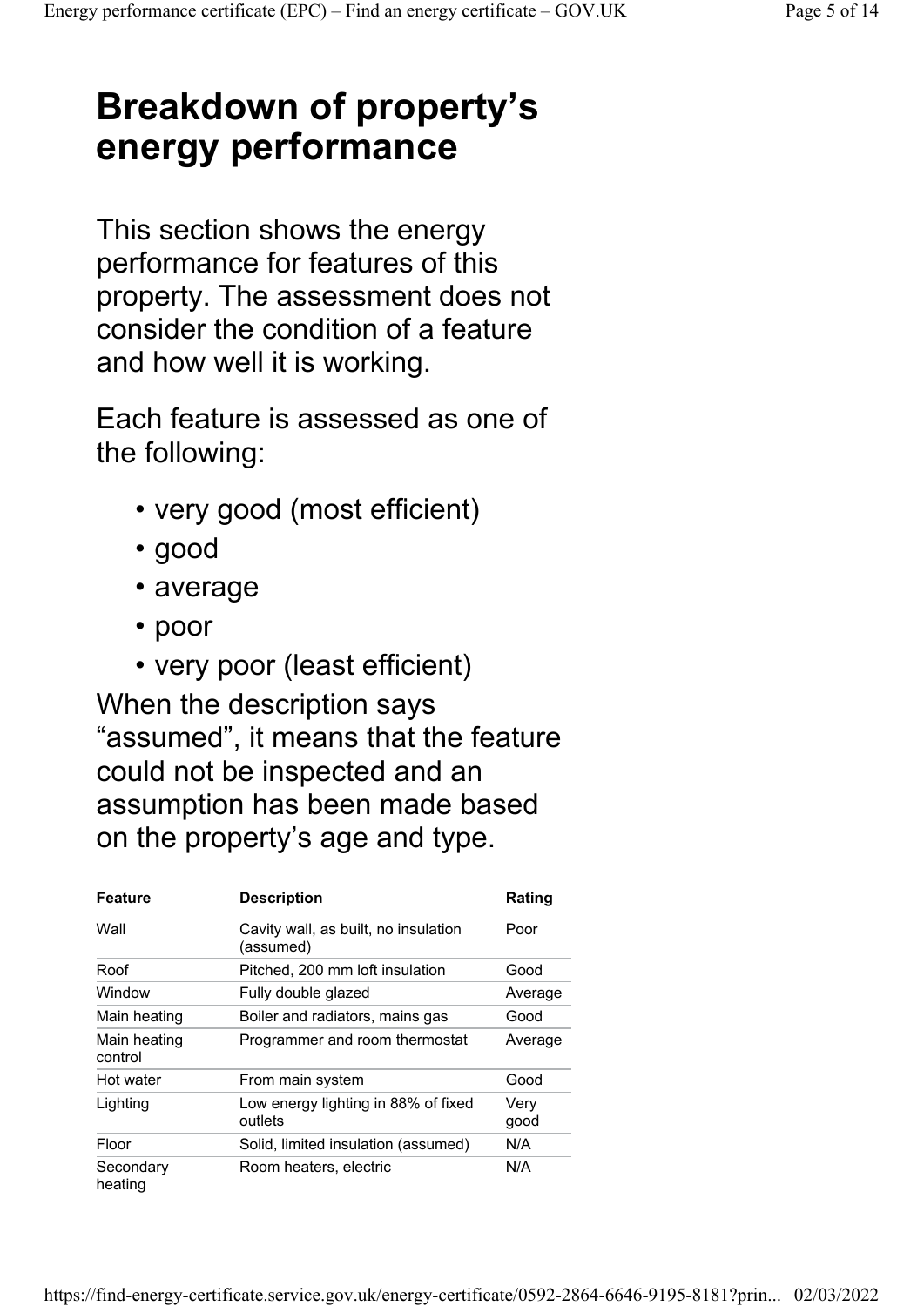# Breakdown of property's energy performance

This section shows the energy performance for features of this property. The assessment does not consider the condition of a feature and how well it is working.

Each feature is assessed as one of the following:

- very good (most efficient)
- good
- average
- poor
- very poor (least efficient)

When the description says "assumed", it means that the feature could not be inspected and an assumption has been made based on the property's age and type.

| Feature | Description | Rating |
|---|---|---|
| Wall | Cavity wall, as built, no insulation (assumed) | Poor |
| Roof | Pitched, 200 mm loft insulation | Good |
| Window | Fully double glazed | Average |
| Main heating | Boiler and radiators, mains gas | Good |
| Main heating control | Programmer and room thermostat | Average |
| Hot water | From main system | Good |
| Lighting | Low energy lighting in 88% of fixed outlets | Very good |
| Floor | Solid, limited insulation (assumed) | N/A |
| Secondary heating | Room heaters, electric | N/A |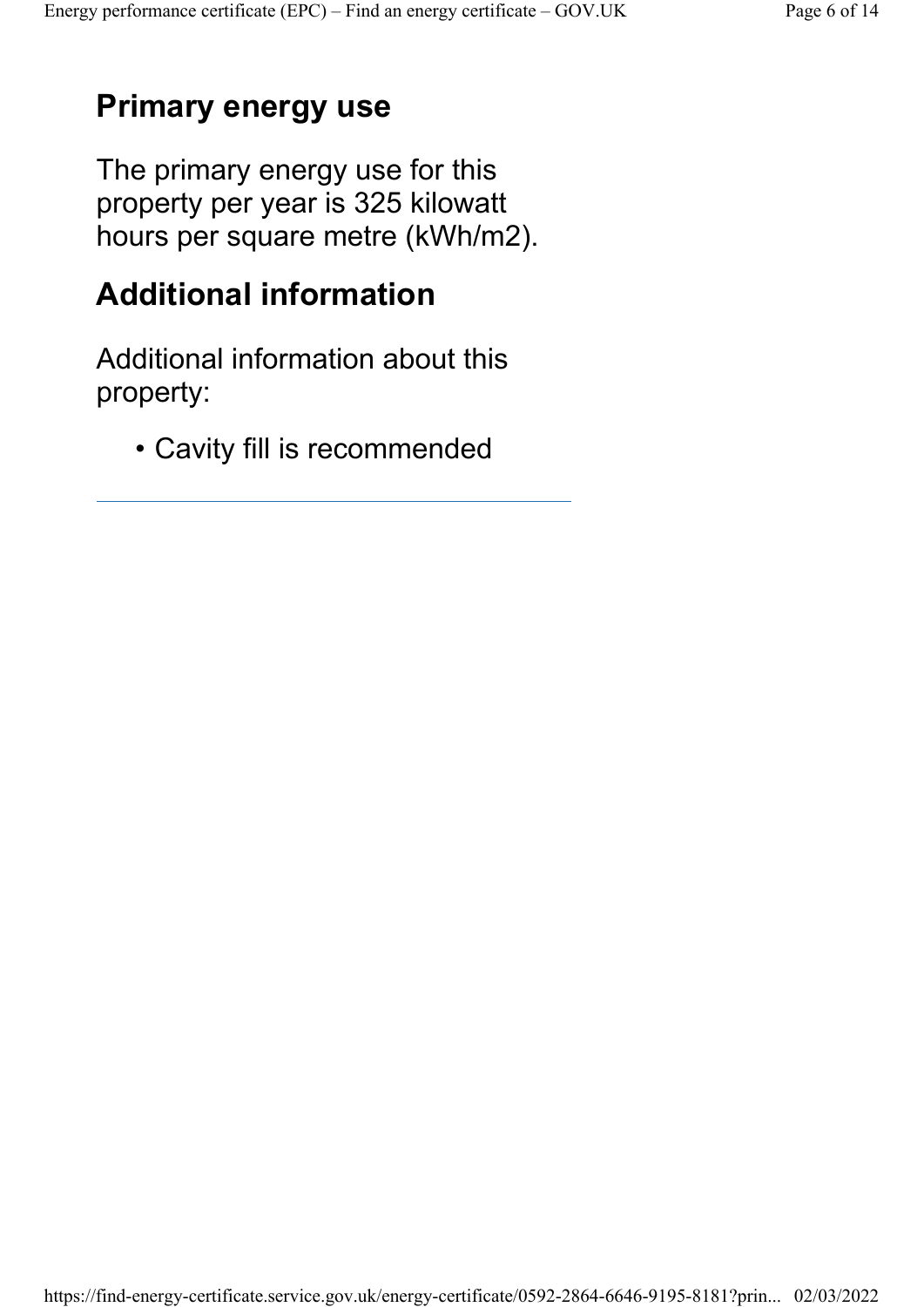## Primary energy use

The primary energy use for this property per year is 325 kilowatt hours per square metre (kWh/m2).

## Additional information

Additional information about this property:

- Cavity fill is recommended

---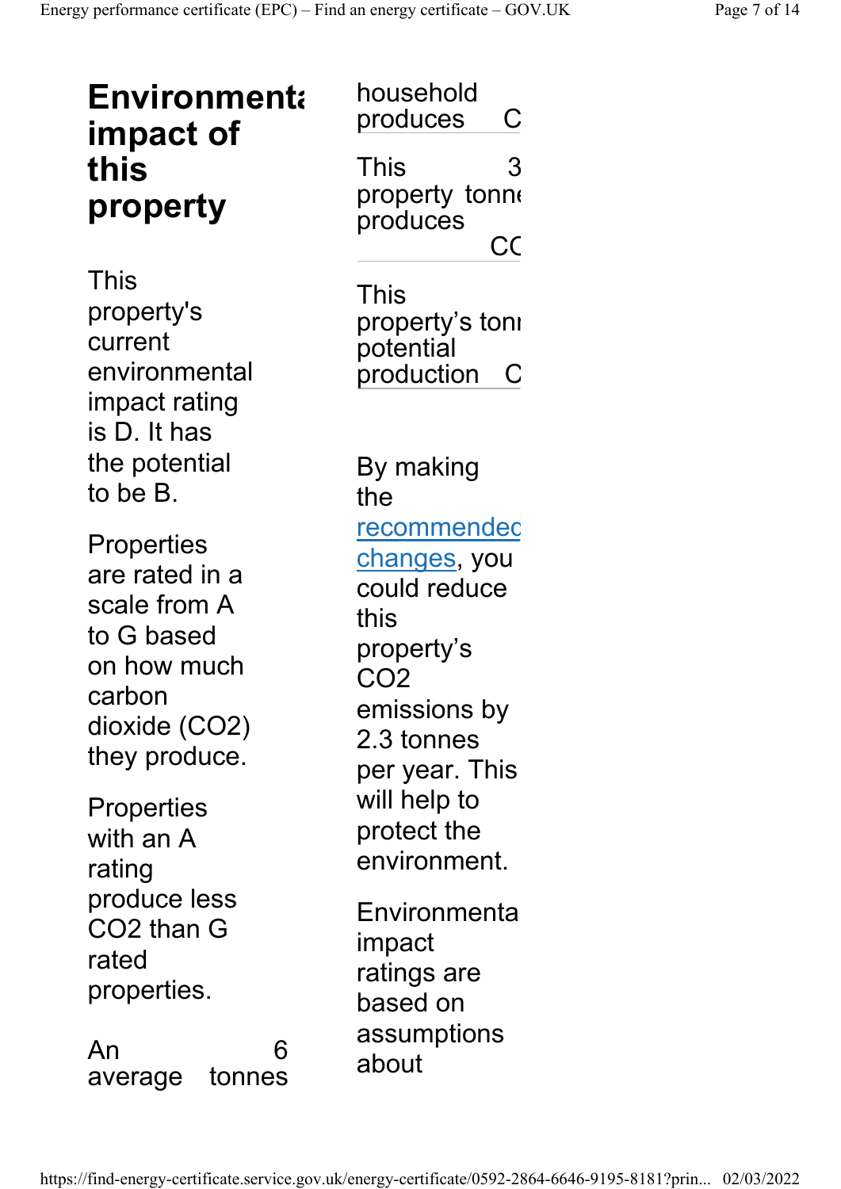## Environmental impact of this property

This property's current environmental impact rating is D. It has the potential to be B.

Properties are rated in a scale from A to G based on how much carbon dioxide ($CO_2$) they produce.

Properties with an A rating produce less $CO_2$ than G rated properties.

| | |
|---|---|
| An average household produces | 6 tonnes C |
| This property produces | 3 tonnes CC |
| This property's potential production | tonı C |

By making the [recommended changes](), you could reduce this property's $CO_2$ emissions by 2.3 tonnes per year. This will help to protect the environment.

Environmental impact ratings are based on assumptions about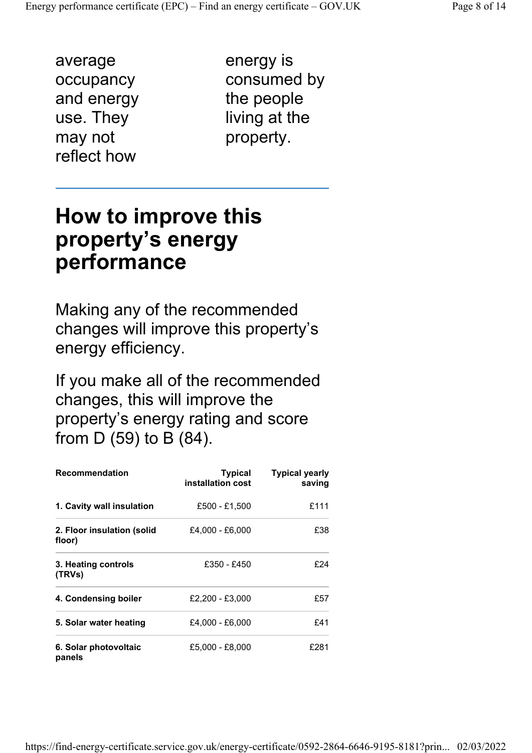average occupancy and energy use. They may not reflect how energy is consumed by the people living at the property.

## How to improve this property's energy performance

Making any of the recommended changes will improve this property's energy efficiency.

If you make all of the recommended changes, this will improve the property's energy rating and score from D (59) to B (84).

| Recommendation | Typical installation cost | Typical yearly saving |
|---|---|---|
| **1. Cavity wall insulation** | £500 - £1,500 | £111 |
| **2. Floor insulation (solid floor)** | £4,000 - £6,000 | £38 |
| **3. Heating controls (TRVs)** | £350 - £450 | £24 |
| **4. Condensing boiler** | £2,200 - £3,000 | £57 |
| **5. Solar water heating** | £4,000 - £6,000 | £41 |
| **6. Solar photovoltaic panels** | £5,000 - £8,000 | £281 |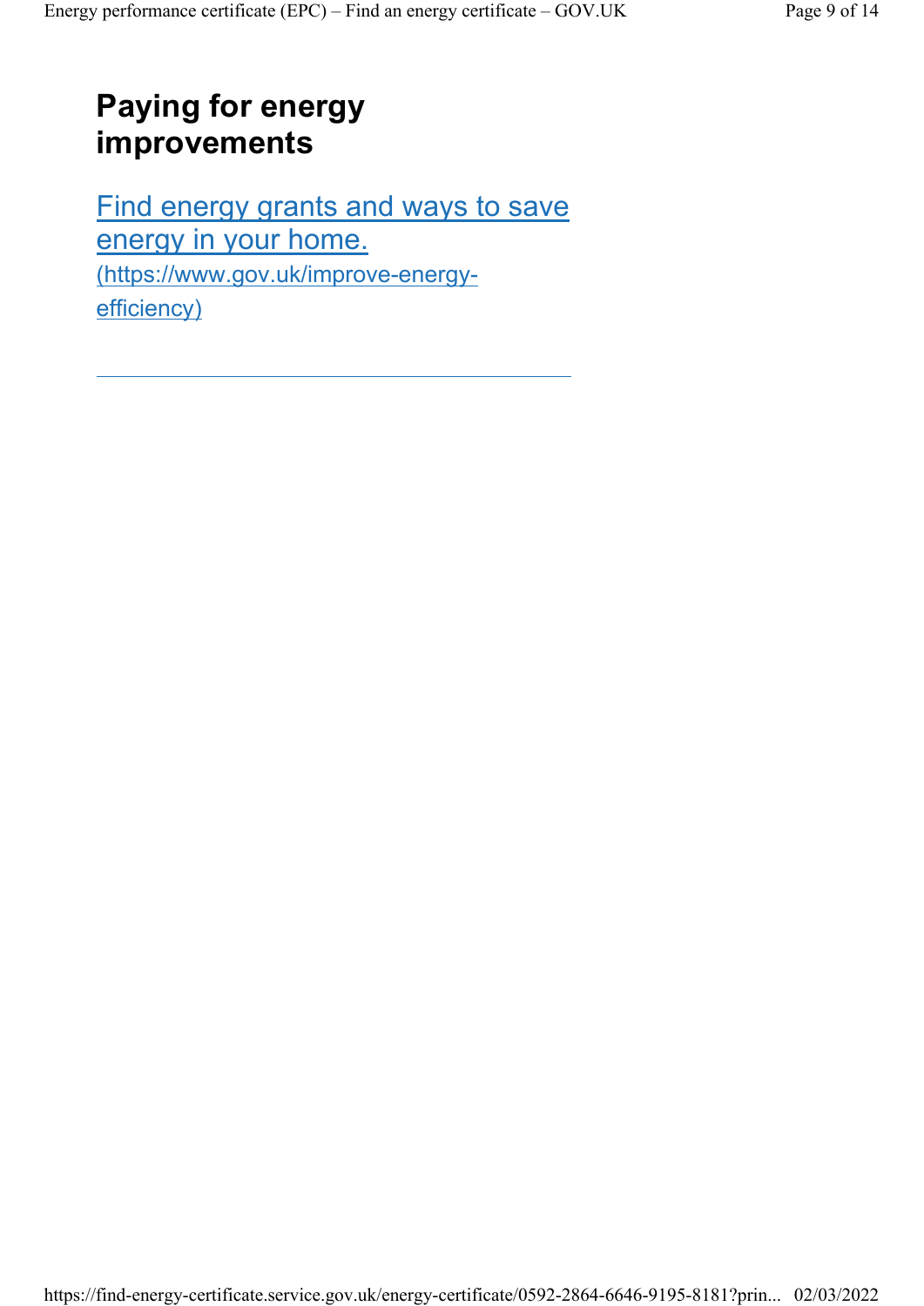## Paying for energy improvements

[Find energy grants and ways to save energy in your home.](https://www.gov.uk/improve-energy-efficiency) (https://www.gov.uk/improve-energy-efficiency)

---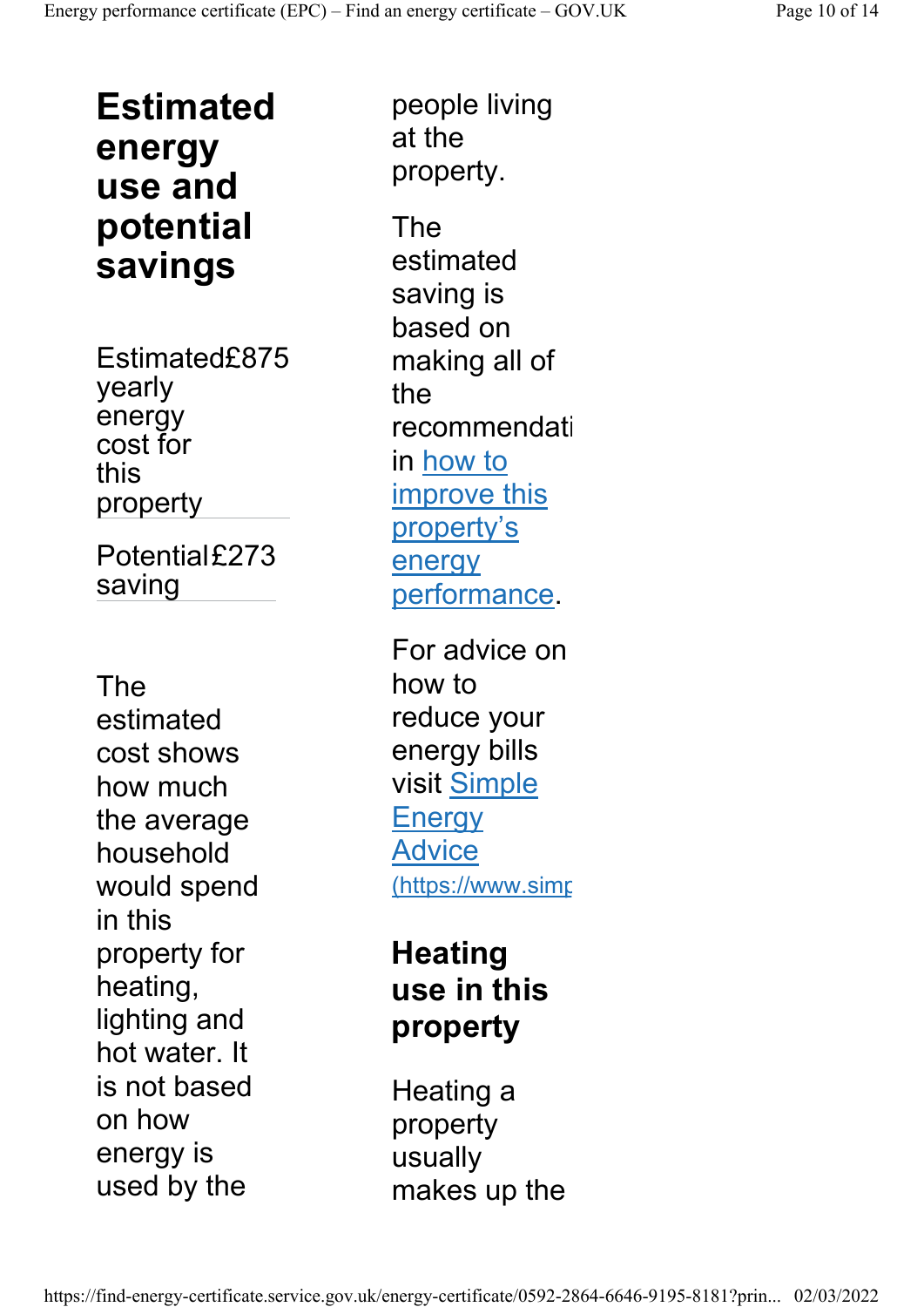## Estimated energy use and potential savings

| | |
|---|---|
| Estimated yearly energy cost for this property | £875 |
| Potential saving | £273 |

The estimated cost shows how much the average household would spend in this property for heating, lighting and hot water. It is not based on how energy is used by the people living at the property.

The estimated saving is based on making all of the recommendati in how to improve this property's energy performance.

For advice on how to reduce your energy bills visit Simple Energy Advice (https://www.simp

## Heating use in this property

Heating a property usually makes up the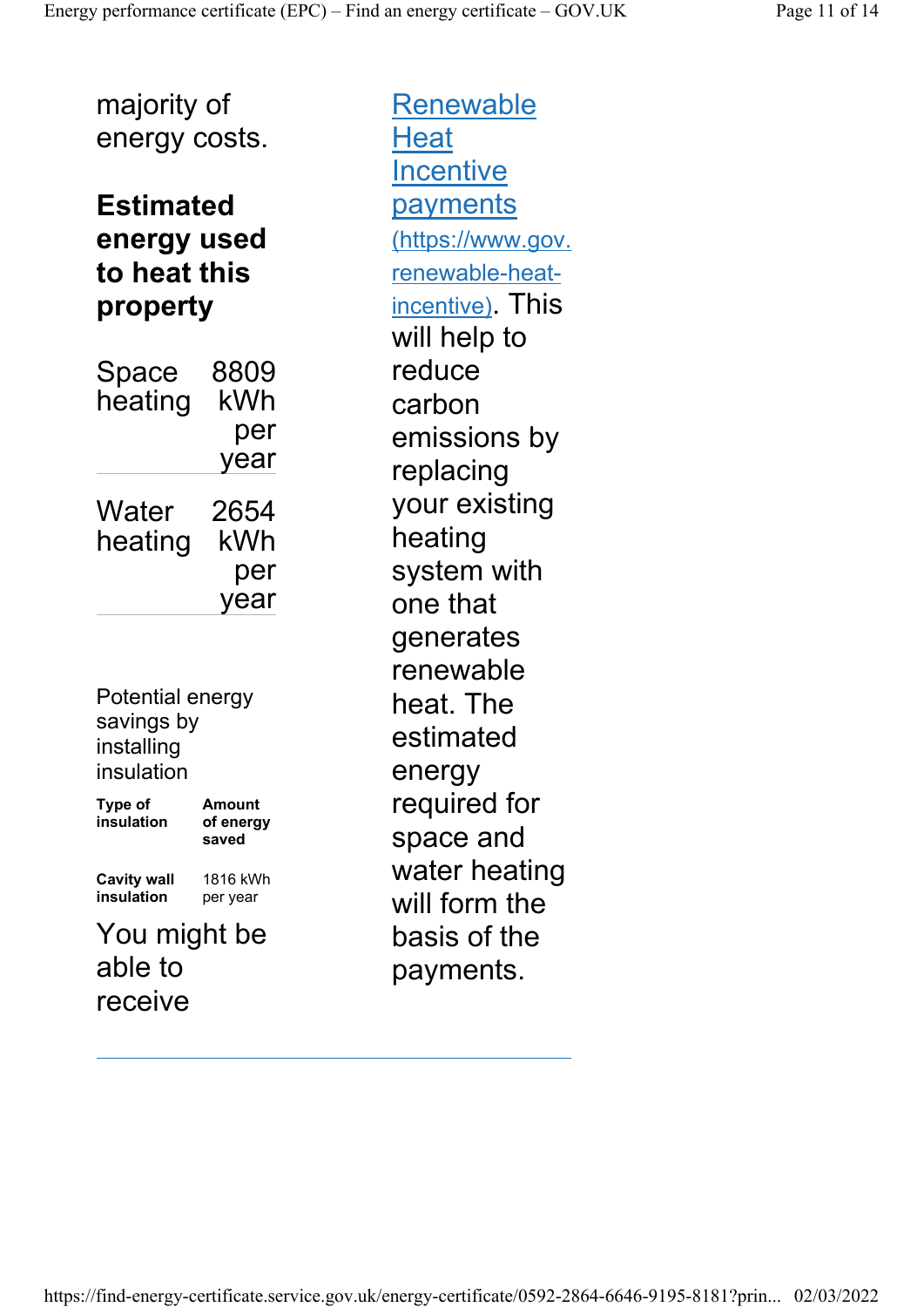majority of energy costs.

### Estimated energy used to heat this property

| | |
|---|---|
| Space heating | 8809 kWh per year |
| Water heating | 2654 kWh per year |

Potential energy savings by installing insulation

| Type of insulation | Amount of energy saved |
|---|---|
| Cavity wall insulation | 1816 kWh per year |

You might be able to receive [Renewable Heat Incentive payments](https://www.gov.uk/domestic-renewable-heat-incentive) (https://www.gov.renewable-heat-incentive). This will help to reduce carbon emissions by replacing your existing heating system with one that generates renewable heat. The estimated energy required for space and water heating will form the basis of the payments.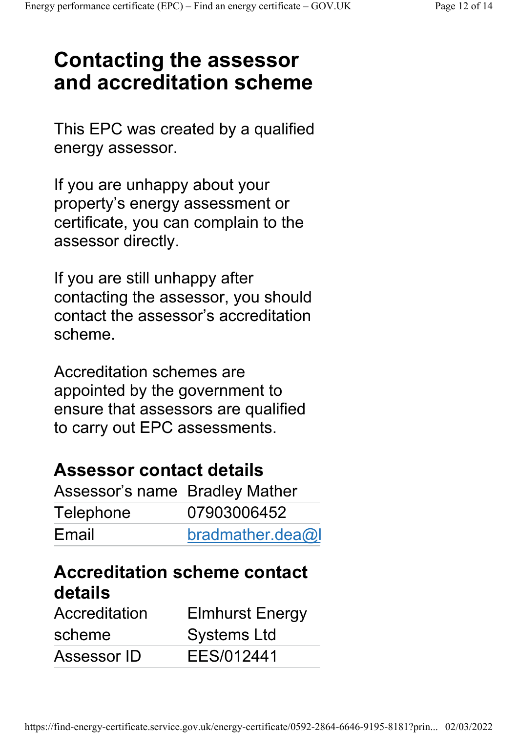# Contacting the assessor and accreditation scheme

This EPC was created by a qualified energy assessor.

If you are unhappy about your property's energy assessment or certificate, you can complain to the assessor directly.

If you are still unhappy after contacting the assessor, you should contact the assessor's accreditation scheme.

Accreditation schemes are appointed by the government to ensure that assessors are qualified to carry out EPC assessments.

## Assessor contact details

| | |
|---|---|
| Assessor's name | Bradley Mather |
| Telephone | 07903006452 |
| Email | bradmather.dea@l |

## Accreditation scheme contact details

| | |
|---|---|
| Accreditation scheme | Elmhurst Energy Systems Ltd |
| Assessor ID | EES/012441 |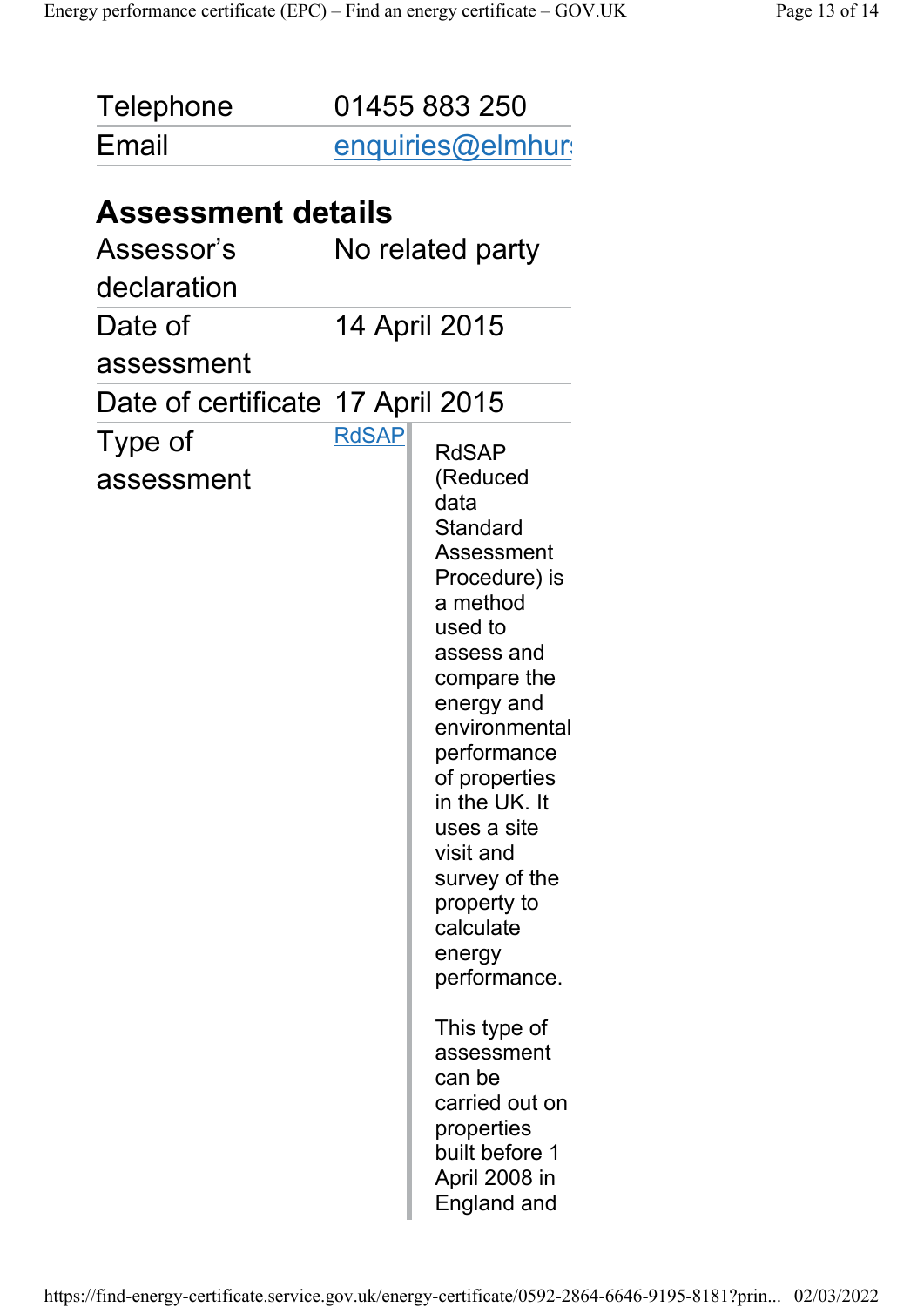| | |
|---|---|
| Telephone | 01455 883 250 |
| Email | enquiries@elmhur |

## Assessment details

| | |
|---|---|
| Assessor's declaration | No related party |
| Date of assessment | 14 April 2015 |
| Date of certificate | 17 April 2015 |
| Type of assessment | RdSAP |

RdSAP (Reduced data Standard Assessment Procedure) is a method used to assess and compare the energy and environmental performance of properties in the UK. It uses a site visit and survey of the property to calculate energy performance.

This type of assessment can be carried out on properties built before 1 April 2008 in England and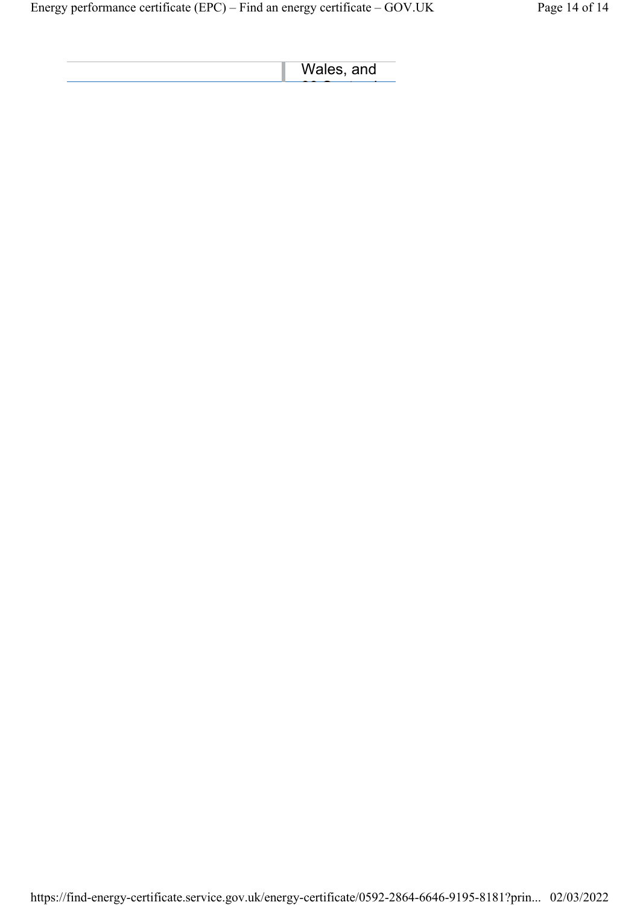| | |
|---|---|
| | Wales, and |